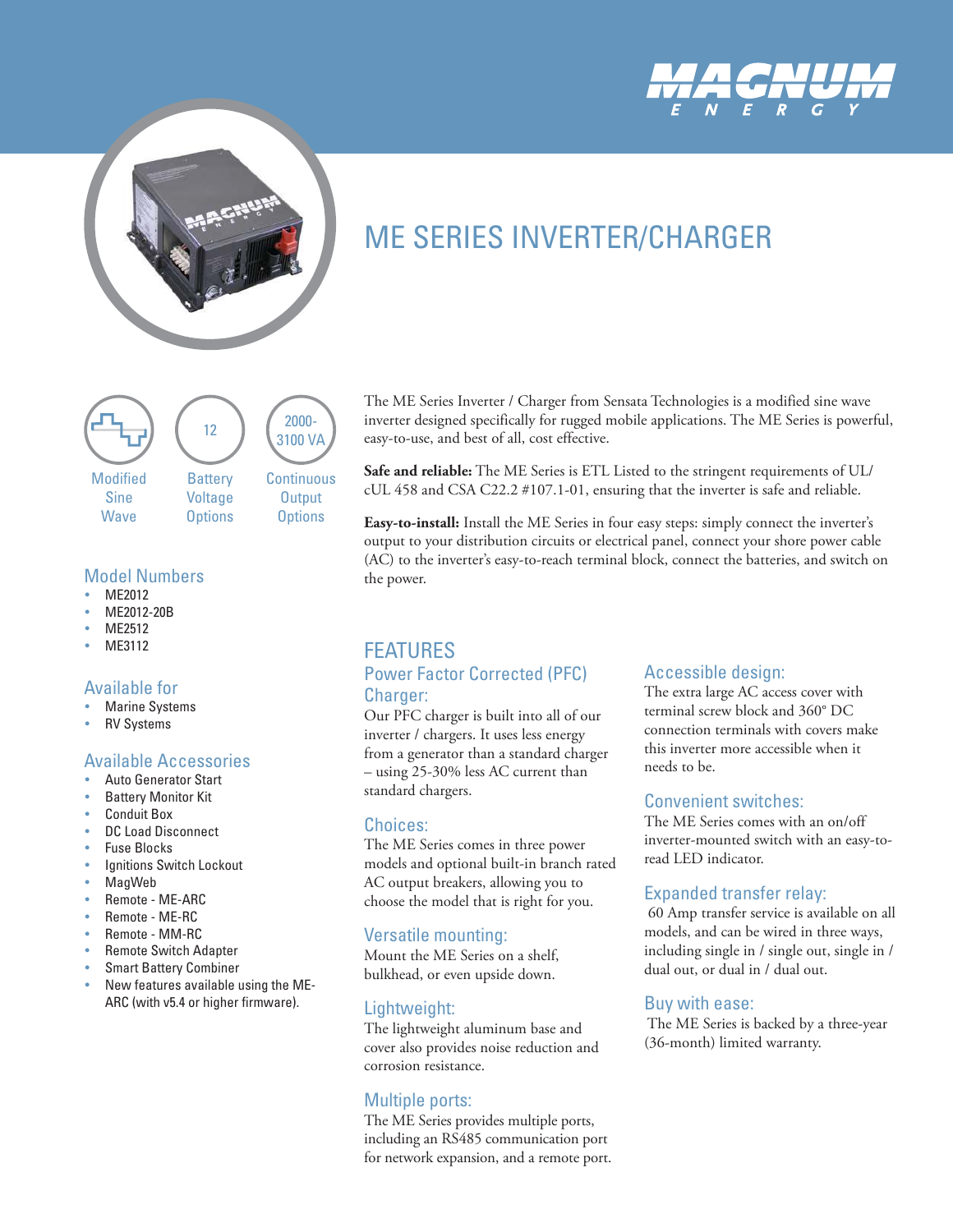MAGNUM ENERGY

# ME SERIES INVERTER/CHARGER

Modified Sine Wave

12 — Battery Voltage Options

2000-3100 VA — Continuous Output Options

## Model Numbers

- ME2012
- ME2012-20B
- ME2512
- ME3112

## Available for

- Marine Systems
- RV Systems

## Available Accessories

- Auto Generator Start
- Battery Monitor Kit
- Conduit Box
- DC Load Disconnect
- Fuse Blocks
- Ignitions Switch Lockout
- MagWeb
- Remote - ME-ARC
- Remote - ME-RC
- Remote - MM-RC
- Remote Switch Adapter
- Smart Battery Combiner
- New features available using the ME-ARC (with v5.4 or higher firmware).

The ME Series Inverter / Charger from Sensata Technologies is a modified sine wave inverter designed specifically for rugged mobile applications. The ME Series is powerful, easy-to-use, and best of all, cost effective.

**Safe and reliable:** The ME Series is ETL Listed to the stringent requirements of UL/cUL 458 and CSA C22.2 #107.1-01, ensuring that the inverter is safe and reliable.

**Easy-to-install:** Install the ME Series in four easy steps: simply connect the inverter's output to your distribution circuits or electrical panel, connect your shore power cable (AC) to the inverter's easy-to-reach terminal block, connect the batteries, and switch on the power.

## FEATURES

### Power Factor Corrected (PFC) Charger:

Our PFC charger is built into all of our inverter / chargers. It uses less energy from a generator than a standard charger – using 25-30% less AC current than standard chargers.

### Choices:

The ME Series comes in three power models and optional built-in branch rated AC output breakers, allowing you to choose the model that is right for you.

### Versatile mounting:

Mount the ME Series on a shelf, bulkhead, or even upside down.

### Lightweight:

The lightweight aluminum base and cover also provides noise reduction and corrosion resistance.

### Multiple ports:

The ME Series provides multiple ports, including an RS485 communication port for network expansion, and a remote port.

### Accessible design:

The extra large AC access cover with terminal screw block and 360° DC connection terminals with covers make this inverter more accessible when it needs to be.

### Convenient switches:

The ME Series comes with an on/off inverter-mounted switch with an easy-to-read LED indicator.

### Expanded transfer relay:

60 Amp transfer service is available on all models, and can be wired in three ways, including single in / single out, single in / dual out, or dual in / dual out.

### Buy with ease:

The ME Series is backed by a three-year (36-month) limited warranty.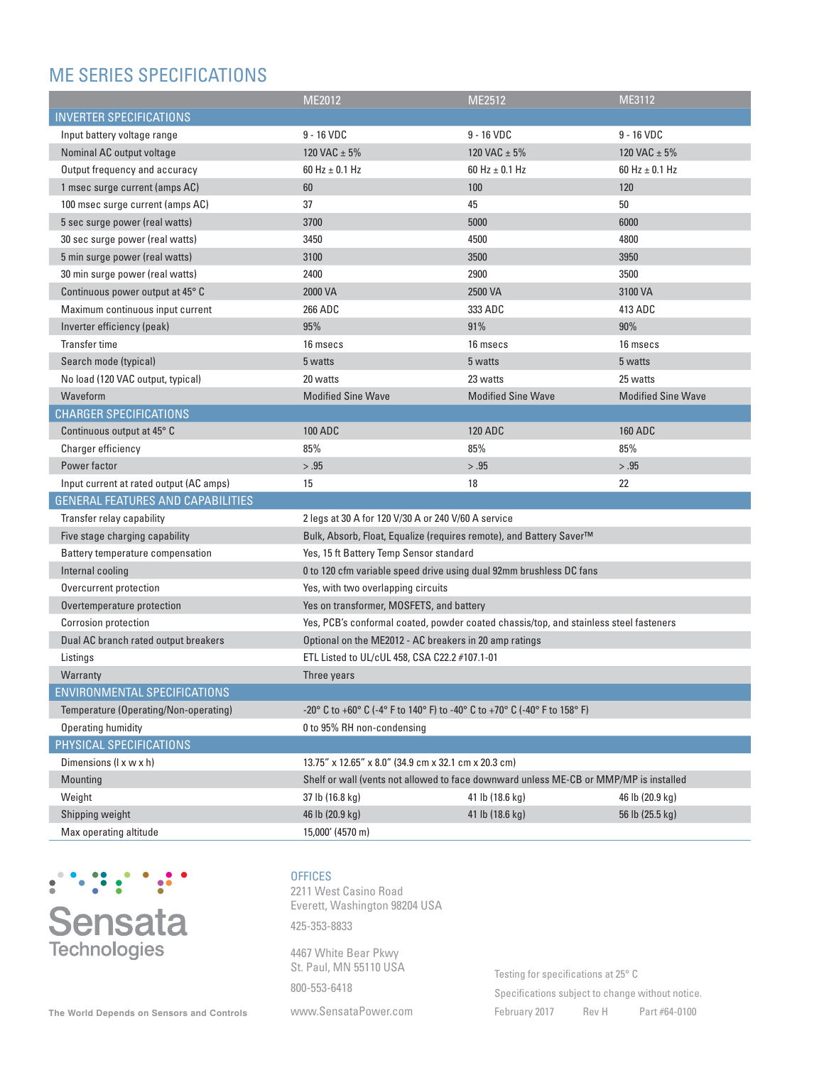# ME SERIES SPECIFICATIONS

| | ME2012 | ME2512 | ME3112 |
|---|---|---|---|
| **INVERTER SPECIFICATIONS** | | | |
| Input battery voltage range | 9 - 16 VDC | 9 - 16 VDC | 9 - 16 VDC |
| Nominal AC output voltage | 120 VAC ± 5% | 120 VAC ± 5% | 120 VAC ± 5% |
| Output frequency and accuracy | 60 Hz ± 0.1 Hz | 60 Hz ± 0.1 Hz | 60 Hz ± 0.1 Hz |
| 1 msec surge current (amps AC) | 60 | 100 | 120 |
| 100 msec surge current (amps AC) | 37 | 45 | 50 |
| 5 sec surge power (real watts) | 3700 | 5000 | 6000 |
| 30 sec surge power (real watts) | 3450 | 4500 | 4800 |
| 5 min surge power (real watts) | 3100 | 3500 | 3950 |
| 30 min surge power (real watts) | 2400 | 2900 | 3500 |
| Continuous power output at 45° C | 2000 VA | 2500 VA | 3100 VA |
| Maximum continuous input current | 266 ADC | 333 ADC | 413 ADC |
| Inverter efficiency (peak) | 95% | 91% | 90% |
| Transfer time | 16 msecs | 16 msecs | 16 msecs |
| Search mode (typical) | 5 watts | 5 watts | 5 watts |
| No load (120 VAC output, typical) | 20 watts | 23 watts | 25 watts |
| Waveform | Modified Sine Wave | Modified Sine Wave | Modified Sine Wave |
| **CHARGER SPECIFICATIONS** | | | |
| Continuous output at 45° C | 100 ADC | 120 ADC | 160 ADC |
| Charger efficiency | 85% | 85% | 85% |
| Power factor | > .95 | > .95 | > .95 |
| Input current at rated output (AC amps) | 15 | 18 | 22 |
| **GENERAL FEATURES AND CAPABILITIES** | | | |
| Transfer relay capability | 2 legs at 30 A for 120 V/30 A or 240 V/60 A service | | |
| Five stage charging capability | Bulk, Absorb, Float, Equalize (requires remote), and Battery Saver™ | | |
| Battery temperature compensation | Yes, 15 ft Battery Temp Sensor standard | | |
| Internal cooling | 0 to 120 cfm variable speed drive using dual 92mm brushless DC fans | | |
| Overcurrent protection | Yes, with two overlapping circuits | | |
| Overtemperature protection | Yes on transformer, MOSFETS, and battery | | |
| Corrosion protection | Yes, PCB's conformal coated, powder coated chassis/top, and stainless steel fasteners | | |
| Dual AC branch rated output breakers | Optional on the ME2012 - AC breakers in 20 amp ratings | | |
| Listings | ETL Listed to UL/cUL 458, CSA C22.2 #107.1-01 | | |
| Warranty | Three years | | |
| **ENVIRONMENTAL SPECIFICATIONS** | | | |
| Temperature (Operating/Non-operating) | -20° C to +60° C (-4° F to 140° F) to -40° C to +70° C (-40° F to 158° F) | | |
| Operating humidity | 0 to 95% RH non-condensing | | |
| **PHYSICAL SPECIFICATIONS** | | | |
| Dimensions (l x w x h) | 13.75" x 12.65" x 8.0" (34.9 cm x 32.1 cm x 20.3 cm) | | |
| Mounting | Shelf or wall (vents not allowed to face downward unless ME-CB or MMP/MP is installed | | |
| Weight | 37 lb (16.8 kg) | 41 lb (18.6 kg) | 46 lb (20.9 kg) |
| Shipping weight | 46 lb (20.9 kg) | 41 lb (18.6 kg) | 56 lb (25.5 kg) |
| Max operating altitude | 15,000' (4570 m) | | |

Sensata Technologies

The World Depends on Sensors and Controls

OFFICES

2211 West Casino Road
Everett, Washington 98204 USA

425-353-8833

4467 White Bear Pkwy
St. Paul, MN 55110 USA

800-553-6418

www.SensataPower.com

Testing for specifications at 25° C

Specifications subject to change without notice.

February 2017 Rev H Part #64-0100